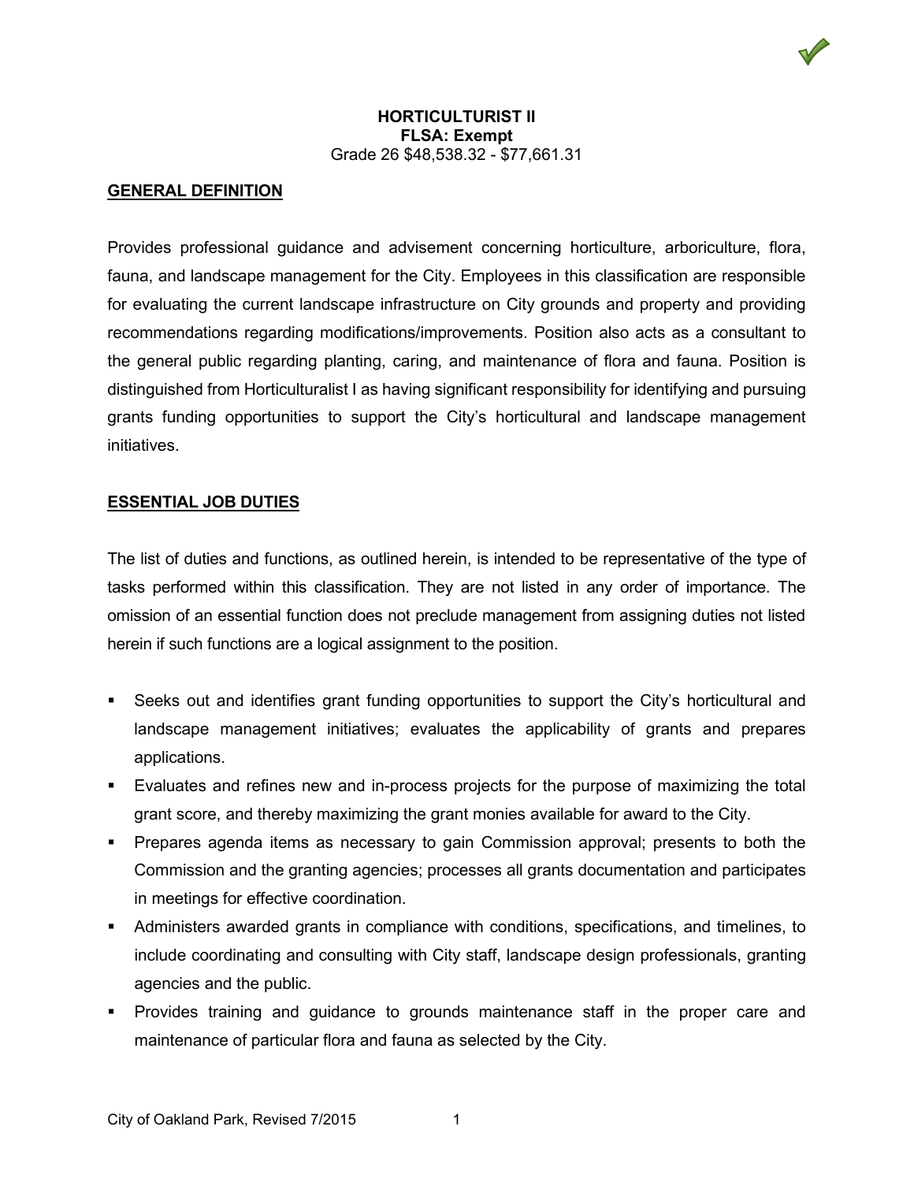# HORTICULTURIST II

**FLSA: Exempt**

Grade 26 $48,538.32 - $77,661.31

## GENERAL DEFINITION

Provides professional guidance and advisement concerning horticulture, arboriculture, flora, fauna, and landscape management for the City. Employees in this classification are responsible for evaluating the current landscape infrastructure on City grounds and property and providing recommendations regarding modifications/improvements. Position also acts as a consultant to the general public regarding planting, caring, and maintenance of flora and fauna. Position is distinguished from Horticulturalist I as having significant responsibility for identifying and pursuing grants funding opportunities to support the City's horticultural and landscape management initiatives.

## ESSENTIAL JOB DUTIES

The list of duties and functions, as outlined herein, is intended to be representative of the type of tasks performed within this classification. They are not listed in any order of importance. The omission of an essential function does not preclude management from assigning duties not listed herein if such functions are a logical assignment to the position.

- Seeks out and identifies grant funding opportunities to support the City's horticultural and landscape management initiatives; evaluates the applicability of grants and prepares applications.
- Evaluates and refines new and in-process projects for the purpose of maximizing the total grant score, and thereby maximizing the grant monies available for award to the City.
- Prepares agenda items as necessary to gain Commission approval; presents to both the Commission and the granting agencies; processes all grants documentation and participates in meetings for effective coordination.
- Administers awarded grants in compliance with conditions, specifications, and timelines, to include coordinating and consulting with City staff, landscape design professionals, granting agencies and the public.
- Provides training and guidance to grounds maintenance staff in the proper care and maintenance of particular flora and fauna as selected by the City.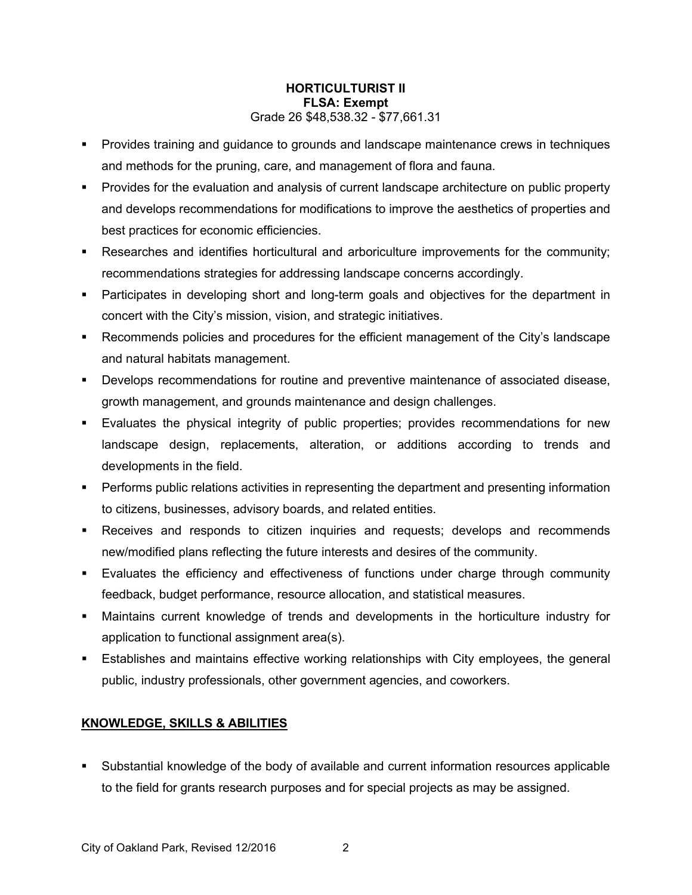**HORTICULTURIST II**
**FLSA: Exempt**
Grade 26 $48,538.32 - $77,661.31

- Provides training and guidance to grounds and landscape maintenance crews in techniques and methods for the pruning, care, and management of flora and fauna.
- Provides for the evaluation and analysis of current landscape architecture on public property and develops recommendations for modifications to improve the aesthetics of properties and best practices for economic efficiencies.
- Researches and identifies horticultural and arboriculture improvements for the community; recommendations strategies for addressing landscape concerns accordingly.
- Participates in developing short and long-term goals and objectives for the department in concert with the City's mission, vision, and strategic initiatives.
- Recommends policies and procedures for the efficient management of the City's landscape and natural habitats management.
- Develops recommendations for routine and preventive maintenance of associated disease, growth management, and grounds maintenance and design challenges.
- Evaluates the physical integrity of public properties; provides recommendations for new landscape design, replacements, alteration, or additions according to trends and developments in the field.
- Performs public relations activities in representing the department and presenting information to citizens, businesses, advisory boards, and related entities.
- Receives and responds to citizen inquiries and requests; develops and recommends new/modified plans reflecting the future interests and desires of the community.
- Evaluates the efficiency and effectiveness of functions under charge through community feedback, budget performance, resource allocation, and statistical measures.
- Maintains current knowledge of trends and developments in the horticulture industry for application to functional assignment area(s).
- Establishes and maintains effective working relationships with City employees, the general public, industry professionals, other government agencies, and coworkers.

## KNOWLEDGE, SKILLS & ABILITIES

- Substantial knowledge of the body of available and current information resources applicable to the field for grants research purposes and for special projects as may be assigned.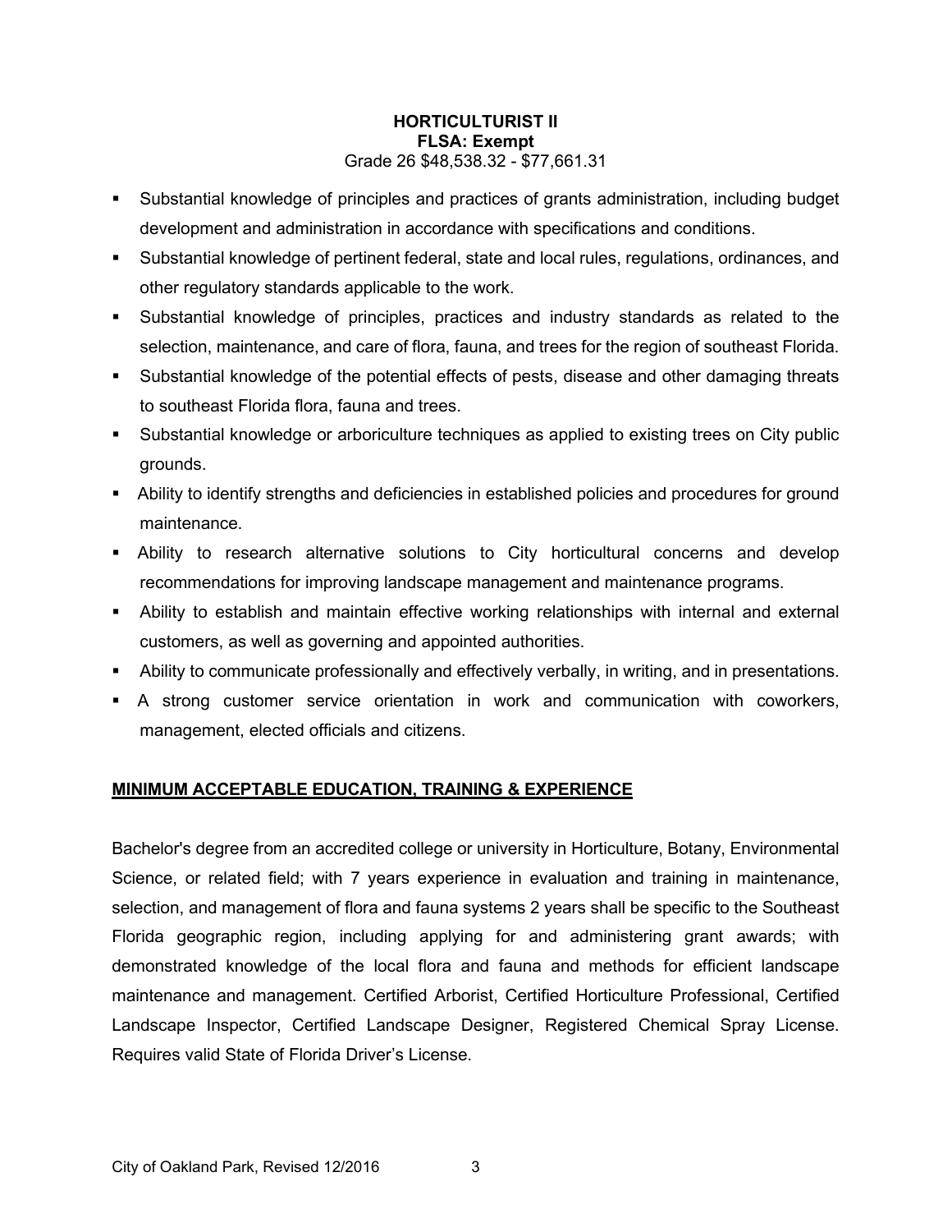**HORTICULTURIST II**
**FLSA: Exempt**
Grade 26 $48,538.32 - $77,661.31

- Substantial knowledge of principles and practices of grants administration, including budget development and administration in accordance with specifications and conditions.
- Substantial knowledge of pertinent federal, state and local rules, regulations, ordinances, and other regulatory standards applicable to the work.
- Substantial knowledge of principles, practices and industry standards as related to the selection, maintenance, and care of flora, fauna, and trees for the region of southeast Florida.
- Substantial knowledge of the potential effects of pests, disease and other damaging threats to southeast Florida flora, fauna and trees.
- Substantial knowledge or arboriculture techniques as applied to existing trees on City public grounds.
- Ability to identify strengths and deficiencies in established policies and procedures for ground maintenance.
- Ability to research alternative solutions to City horticultural concerns and develop recommendations for improving landscape management and maintenance programs.
- Ability to establish and maintain effective working relationships with internal and external customers, as well as governing and appointed authorities.
- Ability to communicate professionally and effectively verbally, in writing, and in presentations.
- A strong customer service orientation in work and communication with coworkers, management, elected officials and citizens.

## MINIMUM ACCEPTABLE EDUCATION, TRAINING & EXPERIENCE

Bachelor's degree from an accredited college or university in Horticulture, Botany, Environmental Science, or related field; with 7 years experience in evaluation and training in maintenance, selection, and management of flora and fauna systems 2 years shall be specific to the Southeast Florida geographic region, including applying for and administering grant awards; with demonstrated knowledge of the local flora and fauna and methods for efficient landscape maintenance and management. Certified Arborist, Certified Horticulture Professional, Certified Landscape Inspector, Certified Landscape Designer, Registered Chemical Spray License. Requires valid State of Florida Driver's License.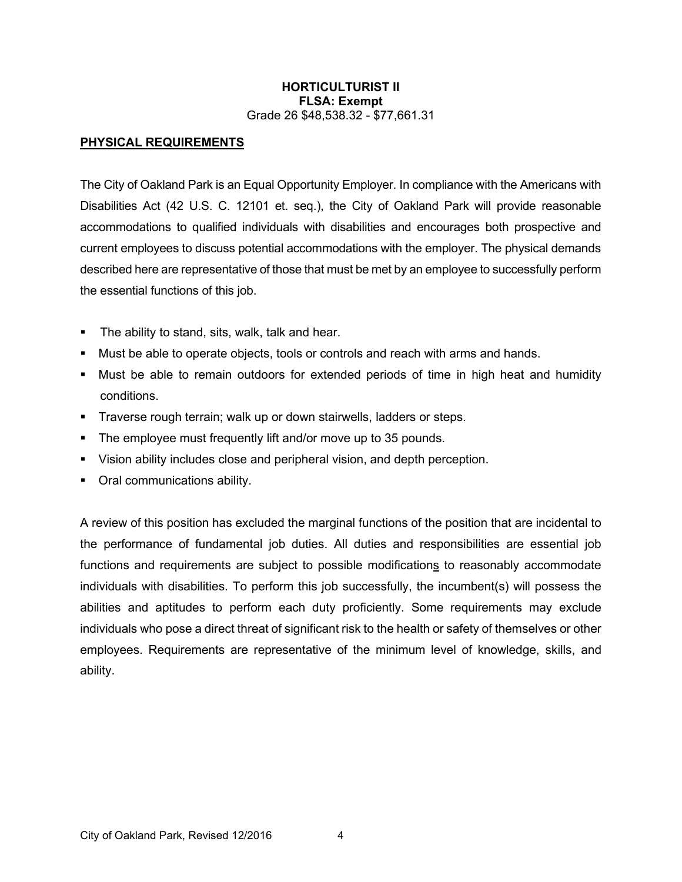**HORTICULTURIST II**
**FLSA: Exempt**
Grade 26 $48,538.32 - $77,661.31

## PHYSICAL REQUIREMENTS

The City of Oakland Park is an Equal Opportunity Employer. In compliance with the Americans with Disabilities Act (42 U.S. C. 12101 et. seq.), the City of Oakland Park will provide reasonable accommodations to qualified individuals with disabilities and encourages both prospective and current employees to discuss potential accommodations with the employer. The physical demands described here are representative of those that must be met by an employee to successfully perform the essential functions of this job.

- The ability to stand, sits, walk, talk and hear.
- Must be able to operate objects, tools or controls and reach with arms and hands.
- Must be able to remain outdoors for extended periods of time in high heat and humidity conditions.
- Traverse rough terrain; walk up or down stairwells, ladders or steps.
- The employee must frequently lift and/or move up to 35 pounds.
- Vision ability includes close and peripheral vision, and depth perception.
- Oral communications ability.

A review of this position has excluded the marginal functions of the position that are incidental to the performance of fundamental job duties. All duties and responsibilities are essential job functions and requirements are subject to possible modifications to reasonably accommodate individuals with disabilities. To perform this job successfully, the incumbent(s) will possess the abilities and aptitudes to perform each duty proficiently. Some requirements may exclude individuals who pose a direct threat of significant risk to the health or safety of themselves or other employees. Requirements are representative of the minimum level of knowledge, skills, and ability.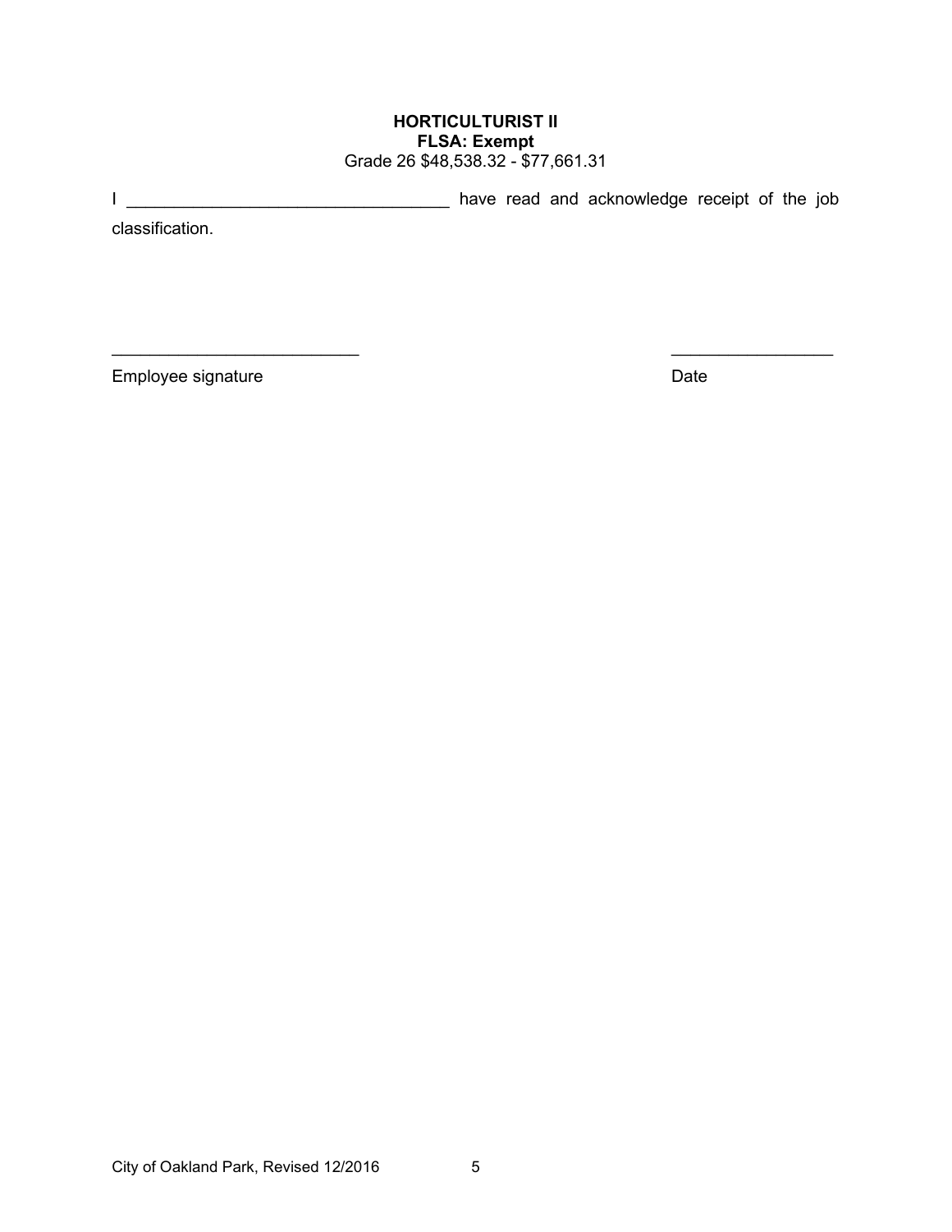**HORTICULTURIST II**
**FLSA: Exempt**
Grade 26 $48,538.32 - $77,661.31

I _________________________________ have read and acknowledge receipt of the job classification.

__________________________ Employee signature

_________________ Date